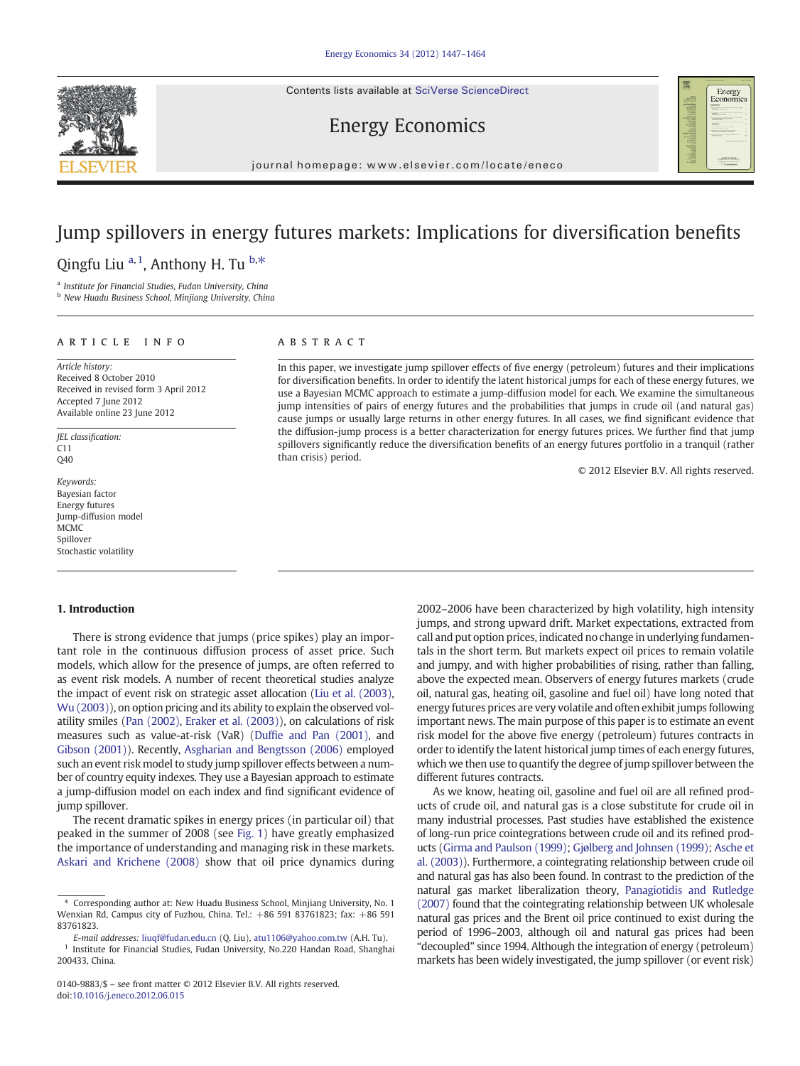# Jump spillovers in energy futures markets: Implications for diversification benefits

Qingfu Liu [a,1], Anthony H. Tu [b,*]

[a] Institute for Financial Studies, Fudan University, China
[b] New Huadu Business School, Minjiang University, China

## ARTICLE INFO

*Article history:*
Received 8 October 2010
Received in revised form 3 April 2012
Accepted 7 June 2012
Available online 23 June 2012

*JEL classification:*
C11
Q40

*Keywords:*
Bayesian factor
Energy futures
Jump-diffusion model
MCMC
Spillover
Stochastic volatility

## ABSTRACT

In this paper, we investigate jump spillover effects of five energy (petroleum) futures and their implications for diversification benefits. In order to identify the latent historical jumps for each of these energy futures, we use a Bayesian MCMC approach to estimate a jump-diffusion model for each. We examine the simultaneous jump intensities of pairs of energy futures and the probabilities that jumps in crude oil (and natural gas) cause jumps or usually large returns in other energy futures. In all cases, we find significant evidence that the diffusion-jump process is a better characterization for energy futures prices. We further find that jump spillovers significantly reduce the diversification benefits of an energy futures portfolio in a tranquil (rather than crisis) period.

© 2012 Elsevier B.V. All rights reserved.

## 1. Introduction

There is strong evidence that jumps (price spikes) play an important role in the continuous diffusion process of asset price. Such models, which allow for the presence of jumps, are often referred to as event risk models. A number of recent theoretical studies analyze the impact of event risk on strategic asset allocation (Liu et al. (2003), Wu (2003)), on option pricing and its ability to explain the observed volatility smiles (Pan (2002), Eraker et al. (2003)), on calculations of risk measures such as value-at-risk (VaR) (Duffie and Pan (2001), and Gibson (2001)). Recently, Asgharian and Bengtsson (2006) employed such an event risk model to study jump spillover effects between a number of country equity indexes. They use a Bayesian approach to estimate a jump-diffusion model on each index and find significant evidence of jump spillover.

The recent dramatic spikes in energy prices (in particular oil) that peaked in the summer of 2008 (see Fig. 1) have greatly emphasized the importance of understanding and managing risk in these markets. Askari and Krichene (2008) show that oil price dynamics during 2002–2006 have been characterized by high volatility, high intensity jumps, and strong upward drift. Market expectations, extracted from call and put option prices, indicated no change in underlying fundamentals in the short term. But markets expect oil prices to remain volatile and jumpy, and with higher probabilities of rising, rather than falling, above the expected mean. Observers of energy futures markets (crude oil, natural gas, heating oil, gasoline and fuel oil) have long noted that energy futures prices are very volatile and often exhibit jumps following important news. The main purpose of this paper is to estimate an event risk model for the above five energy (petroleum) futures contracts in order to identify the latent historical jump times of each energy futures, which we then use to quantify the degree of jump spillover between the different futures contracts.

As we know, heating oil, gasoline and fuel oil are all refined products of crude oil, and natural gas is a close substitute for crude oil in many industrial processes. Past studies have established the existence of long-run price cointegrations between crude oil and its refined products (Girma and Paulson (1999); Gjølberg and Johnsen (1999); Asche et al. (2003)). Furthermore, a cointegrating relationship between crude oil and natural gas has also been found. In contrast to the prediction of the natural gas market liberalization theory, Panagiotidis and Rutledge (2007) found that the cointegrating relationship between UK wholesale natural gas prices and the Brent oil price continued to exist during the period of 1996–2003, although oil and natural gas prices had been "decoupled" since 1994. Although the integration of energy (petroleum) markets has been widely investigated, the jump spillover (or event risk)

---

* Corresponding author at: New Huadu Business School, Minjiang University, No. 1 Wenxian Rd, Campus city of Fuzhou, China. Tel.: +86 591 83761823; fax: +86 591 83761823.

E-mail addresses: liuqf@fudan.edu.cn (Q. Liu), atu1106@yahoo.com.tw (A.H. Tu).

[1] Institute for Financial Studies, Fudan University, No.220 Handan Road, Shanghai 200433, China.

0140-9883/$ – see front matter © 2012 Elsevier B.V. All rights reserved.
doi:10.1016/j.eneco.2012.06.015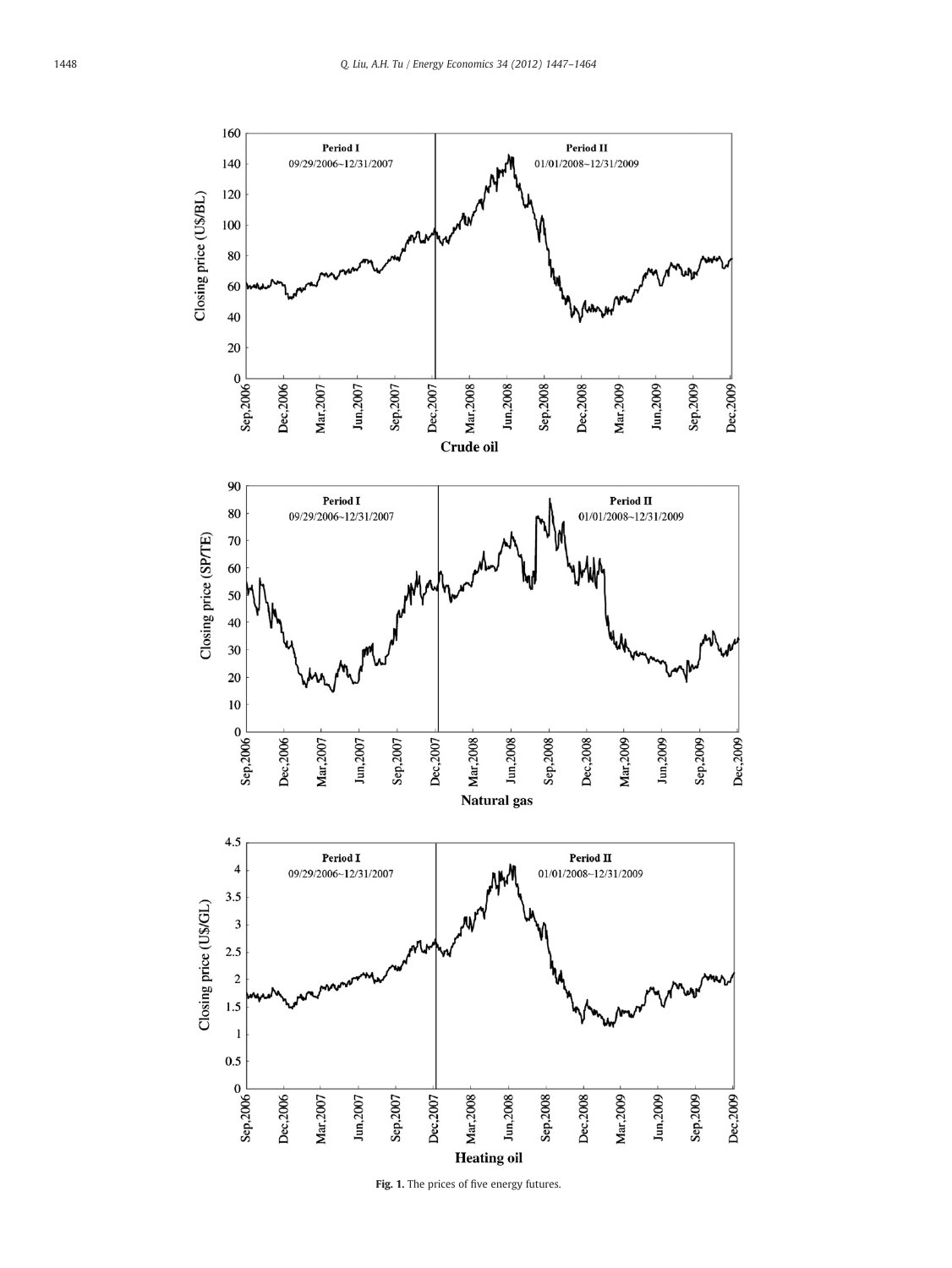Fig. 1. The prices of five energy futures.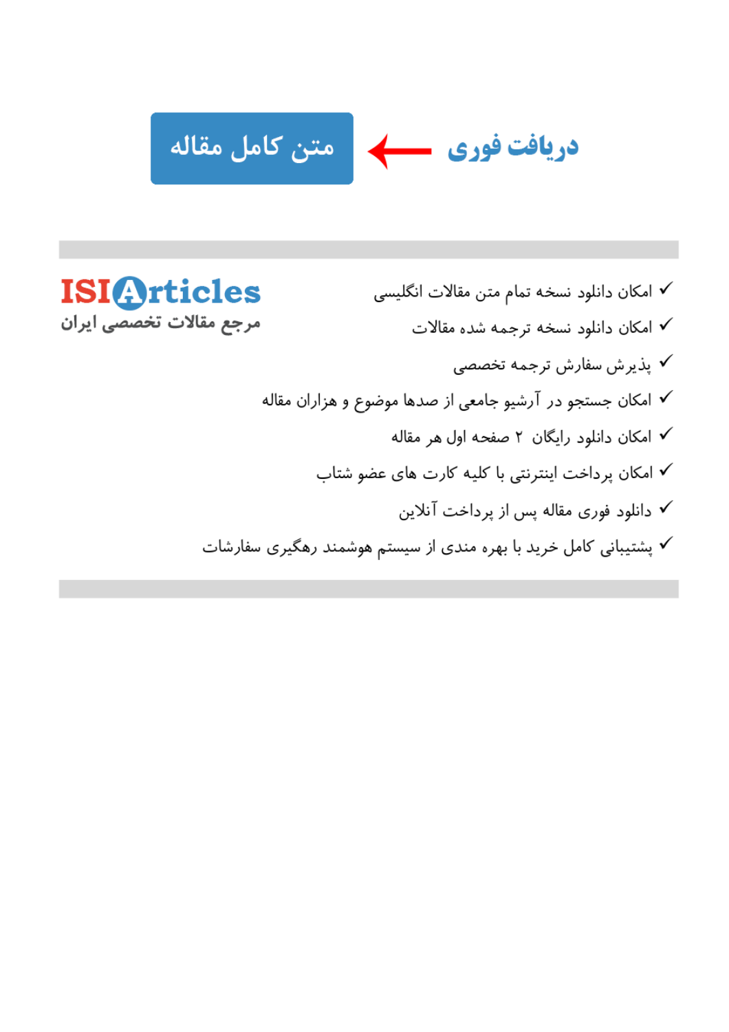دریافت فوری ← **متن کامل مقاله**

**ISIArticles**
مرجع مقالات تخصصی ایران

- ✓ امکان دانلود نسخه تمام متن مقالات انگلیسی
- ✓ امکان دانلود نسخه ترجمه شده مقالات
- ✓ پذیرش سفارش ترجمه تخصصی
- ✓ امکان جستجو در آرشیو جامعی از صدها موضوع و هزاران مقاله
- ✓ امکان دانلود رایگان ۲ صفحه اول هر مقاله
- ✓ امکان پرداخت اینترنتی با کلیه کارت های عضو شتاب
- ✓ دانلود فوری مقاله پس از پرداخت آنلاین
- ✓ پشتیبانی کامل خرید با بهره مندی از سیستم هوشمند رهگیری سفارشات